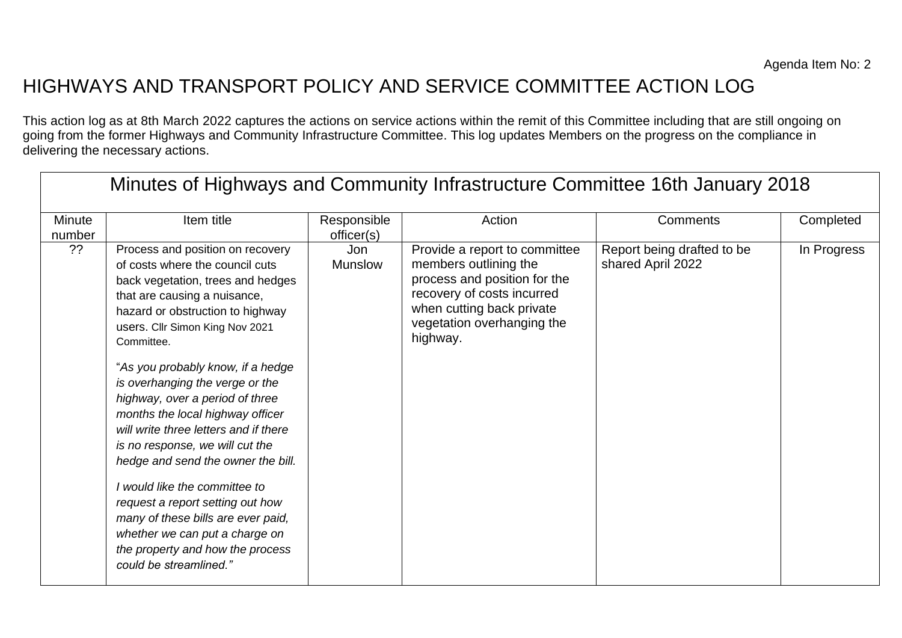Agenda Item No: 2

# HIGHWAYS AND TRANSPORT POLICY AND SERVICE COMMITTEE ACTION LOG

This action log as at 8th March 2022 captures the actions on service actions within the remit of this Committee including that are still ongoing on going from the former Highways and Community Infrastructure Committee. This log updates Members on the progress on the compliance in delivering the necessary actions.

| Minutes of Highways and Community Infrastructure Committee 16th January 2018 | | | | | |
|---|---|---|---|---|---|
| Minute number | Item title | Responsible officer(s) | Action | Comments | Completed |
| ?? | Process and position on recovery of costs where the council cuts back vegetation, trees and hedges that are causing a nuisance, hazard or obstruction to highway users. Cllr Simon King Nov 2021 Committee.<br><br>"*As you probably know, if a hedge is overhanging the verge or the highway, over a period of three months the local highway officer will write three letters and if there is no response, we will cut the hedge and send the owner the bill.*<br><br>*I would like the committee to request a report setting out how many of these bills are ever paid, whether we can put a charge on the property and how the process could be streamlined."* | Jon Munslow | Provide a report to committee members outlining the process and position for the recovery of costs incurred when cutting back private vegetation overhanging the highway. | Report being drafted to be shared April 2022 | In Progress |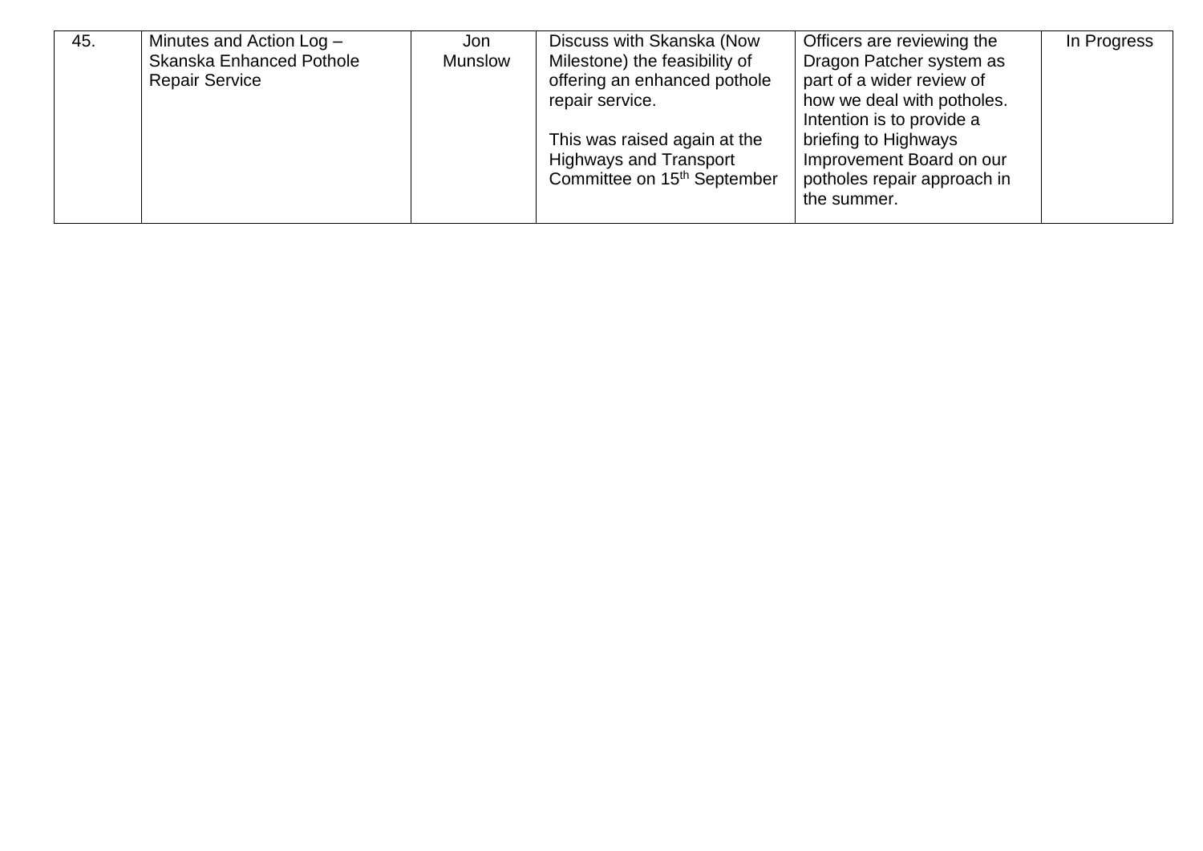| 45. | Minutes and Action Log – Skanska Enhanced Pothole Repair Service | Jon Munslow | Discuss with Skanska (Now Milestone) the feasibility of offering an enhanced pothole repair service.<br><br>This was raised again at the Highways and Transport Committee on 15th September | Officers are reviewing the Dragon Patcher system as part of a wider review of how we deal with potholes. Intention is to provide a briefing to Highways Improvement Board on our potholes repair approach in the summer. | In Progress |
|---|---|---|---|---|---|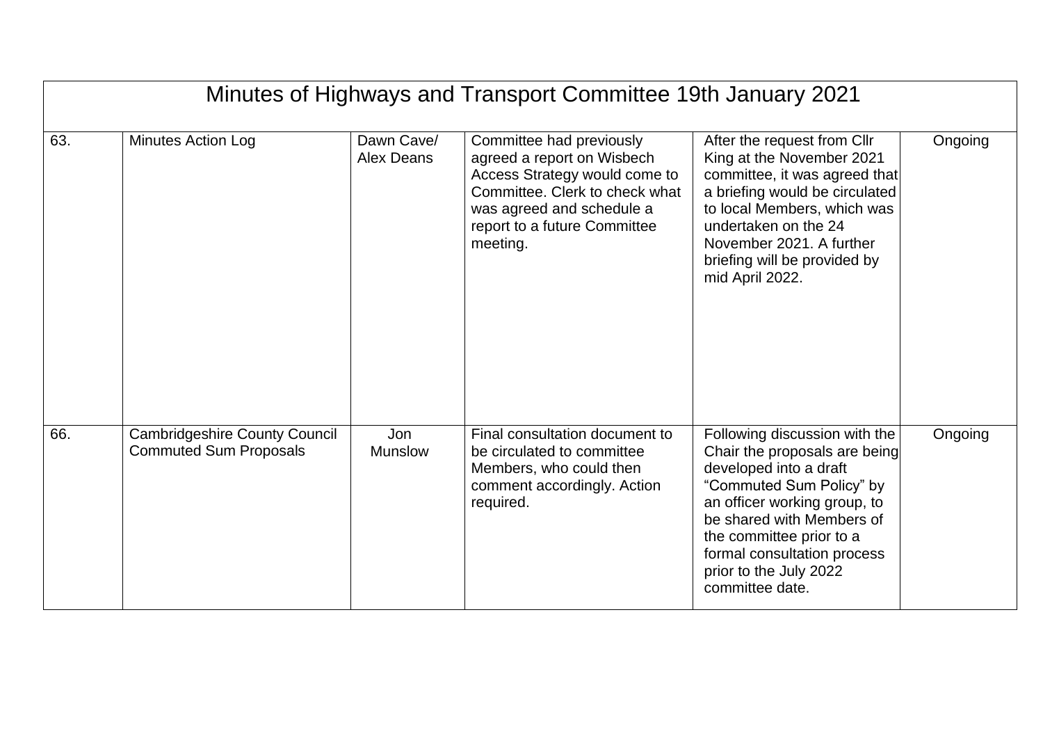| Minutes of Highways and Transport Committee 19th January 2021 | | | | | |
|---|---|---|---|---|---|
| 63. | Minutes Action Log | Dawn Cave/ Alex Deans | Committee had previously agreed a report on Wisbech Access Strategy would come to Committee. Clerk to check what was agreed and schedule a report to a future Committee meeting. | After the request from Cllr King at the November 2021 committee, it was agreed that a briefing would be circulated to local Members, which was undertaken on the 24 November 2021. A further briefing will be provided by mid April 2022. | Ongoing |
| 66. | Cambridgeshire County Council Commuted Sum Proposals | Jon Munslow | Final consultation document to be circulated to committee Members, who could then comment accordingly. Action required. | Following discussion with the Chair the proposals are being developed into a draft "Commuted Sum Policy" by an officer working group, to be shared with Members of the committee prior to a formal consultation process prior to the July 2022 committee date. | Ongoing |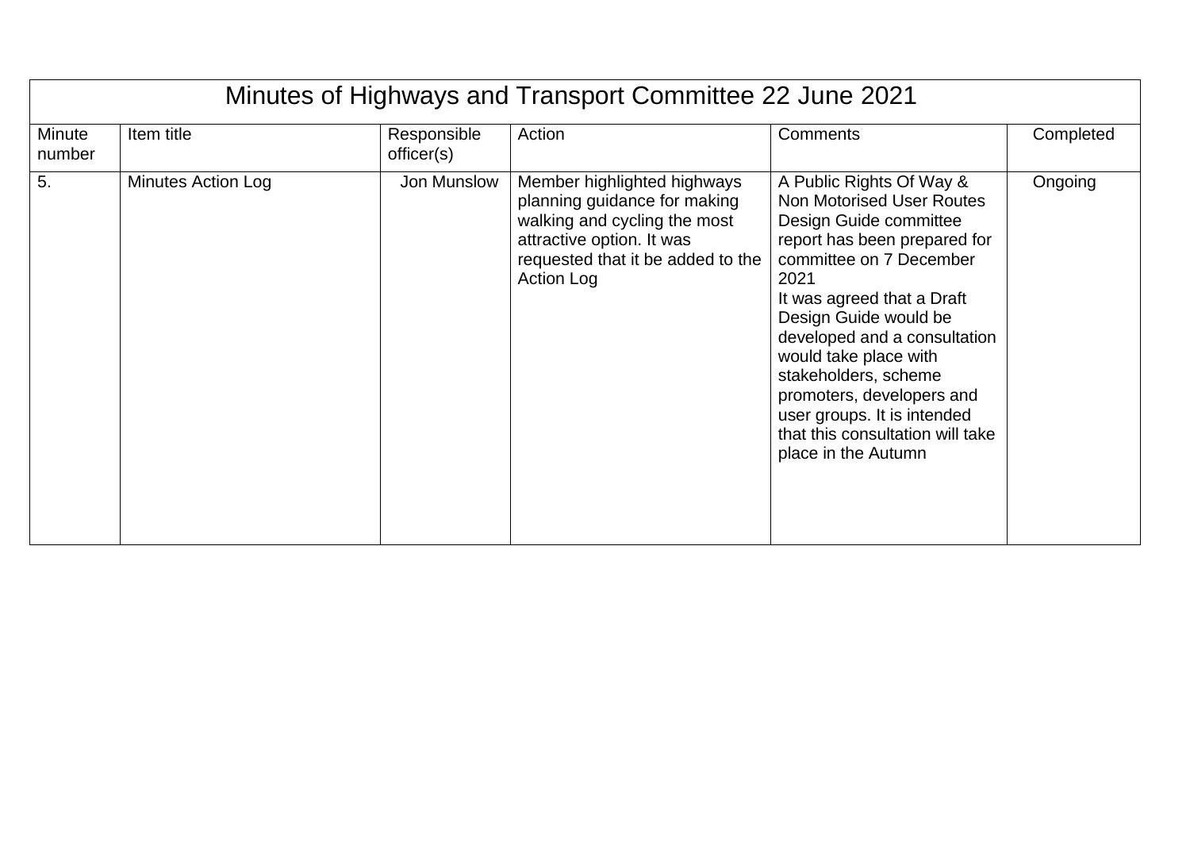| Minutes of Highways and Transport Committee 22 June 2021 | | | | | |
|---|---|---|---|---|---|
| Minute number | Item title | Responsible officer(s) | Action | Comments | Completed |
| 5. | Minutes Action Log | Jon Munslow | Member highlighted highways planning guidance for making walking and cycling the most attractive option. It was requested that it be added to the Action Log | A Public Rights Of Way & Non Motorised User Routes Design Guide committee report has been prepared for committee on 7 December 2021<br>It was agreed that a Draft Design Guide would be developed and a consultation would take place with stakeholders, scheme promoters, developers and user groups. It is intended that this consultation will take place in the Autumn | Ongoing |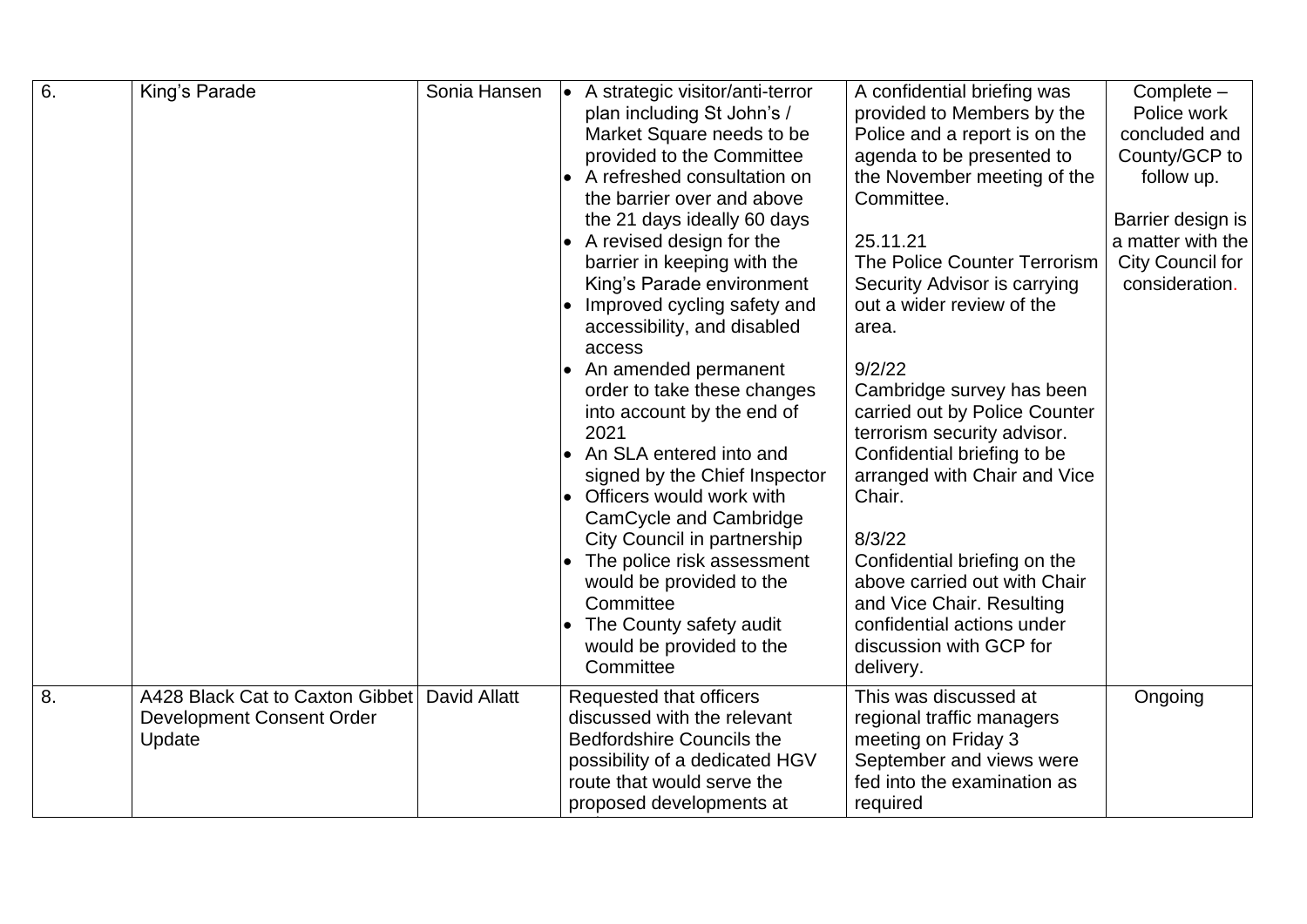| 6. | King's Parade | Sonia Hansen | • A strategic visitor/anti-terror plan including St John's / Market Square needs to be provided to the Committee<br>• A refreshed consultation on the barrier over and above the 21 days ideally 60 days<br>• A revised design for the barrier in keeping with the King's Parade environment<br>• Improved cycling safety and accessibility, and disabled access<br>• An amended permanent order to take these changes into account by the end of 2021<br>• An SLA entered into and signed by the Chief Inspector<br>• Officers would work with CamCycle and Cambridge City Council in partnership<br>• The police risk assessment would be provided to the Committee<br>• The County safety audit would be provided to the Committee | A confidential briefing was provided to Members by the Police and a report is on the agenda to be presented to the November meeting of the Committee.<br><br>25.11.21<br>The Police Counter Terrorism Security Advisor is carrying out a wider review of the area.<br><br>9/2/22<br>Cambridge survey has been carried out by Police Counter terrorism security advisor. Confidential briefing to be arranged with Chair and Vice Chair.<br><br>8/3/22<br>Confidential briefing on the above carried out with Chair and Vice Chair. Resulting confidential actions under discussion with GCP for delivery. | Complete – Police work concluded and County/GCP to follow up.<br><br>Barrier design is a matter with the City Council for consideration. |
|---|---|---|---|---|---|
| 8. | A428 Black Cat to Caxton Gibbet Development Consent Order Update | David Allatt | Requested that officers discussed with the relevant Bedfordshire Councils the possibility of a dedicated HGV route that would serve the proposed developments at | This was discussed at regional traffic managers meeting on Friday 3 September and views were fed into the examination as required | Ongoing |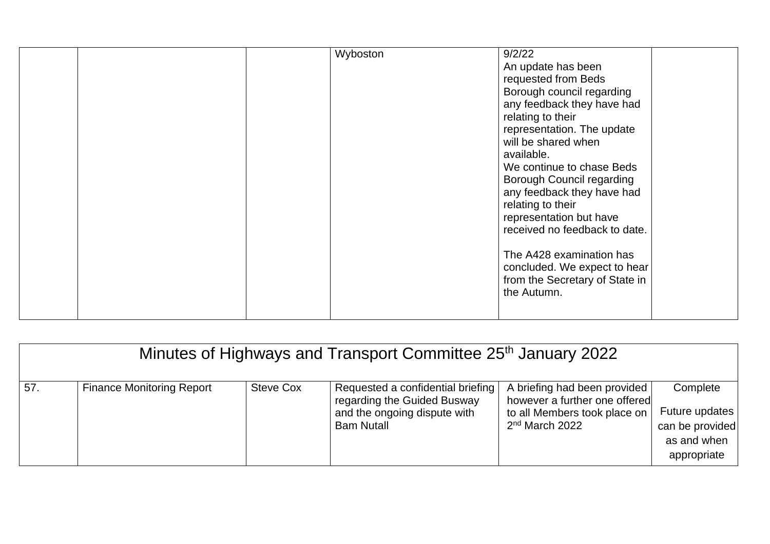|  |  |  | Wyboston | 9/2/22<br>An update has been requested from Beds Borough council regarding any feedback they have had relating to their representation. The update will be shared when available.<br>We continue to chase Beds Borough Council regarding any feedback they have had relating to their representation but have received no feedback to date.<br><br>The A428 examination has concluded. We expect to hear from the Secretary of State in the Autumn. |  |
|---|---|---|---|---|---|

| Minutes of Highways and Transport Committee 25th January 2022 | | | | | |
|---|---|---|---|---|---|
| 57. | Finance Monitoring Report | Steve Cox | Requested a confidential briefing regarding the Guided Busway and the ongoing dispute with Bam Nutall | A briefing had been provided however a further one offered to all Members took place on 2nd March 2022 | Complete<br><br>Future updates can be provided as and when appropriate |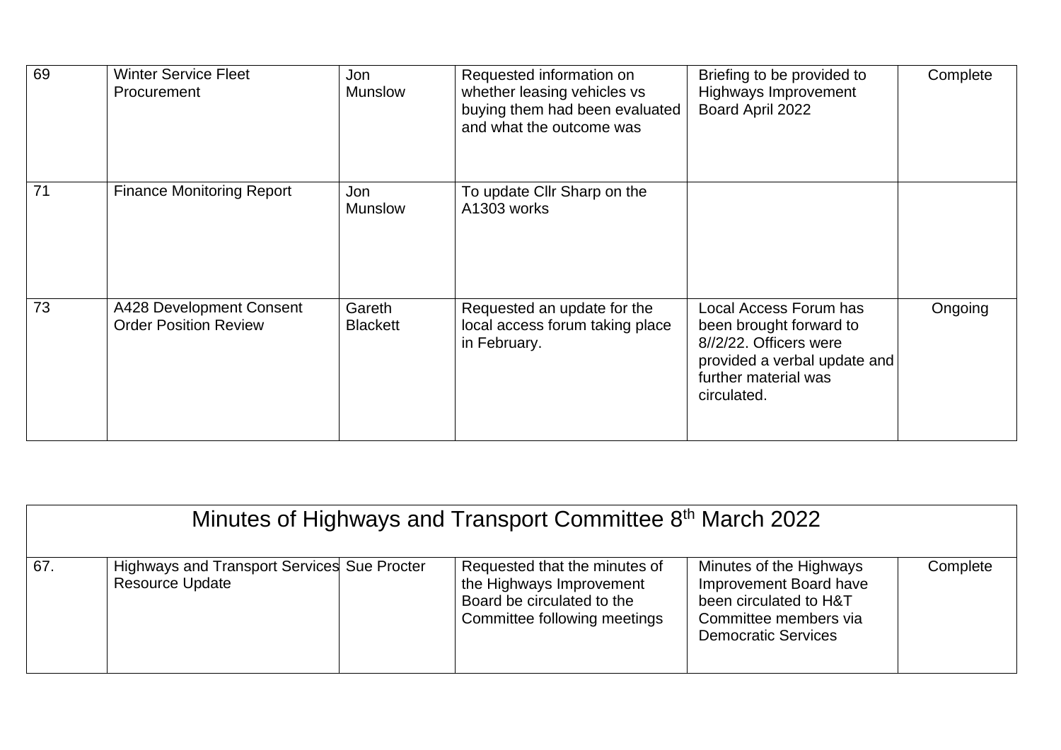| | | | | | |
|---|---|---|---|---|---|
| 69 | Winter Service Fleet Procurement | Jon Munslow | Requested information on whether leasing vehicles vs buying them had been evaluated and what the outcome was | Briefing to be provided to Highways Improvement Board April 2022 | Complete |
| 71 | Finance Monitoring Report | Jon Munslow | To update Cllr Sharp on the A1303 works | | |
| 73 | A428 Development Consent Order Position Review | Gareth Blackett | Requested an update for the local access forum taking place in February. | Local Access Forum has been brought forward to 8//2/22. Officers were provided a verbal update and further material was circulated. | Ongoing |

| Minutes of Highways and Transport Committee 8th March 2022 | | | | | |
|---|---|---|---|---|---|
| 67. | Highways and Transport Services Resource Update | Sue Procter | Requested that the minutes of the Highways Improvement Board be circulated to the Committee following meetings | Minutes of the Highways Improvement Board have been circulated to H&T Committee members via Democratic Services | Complete |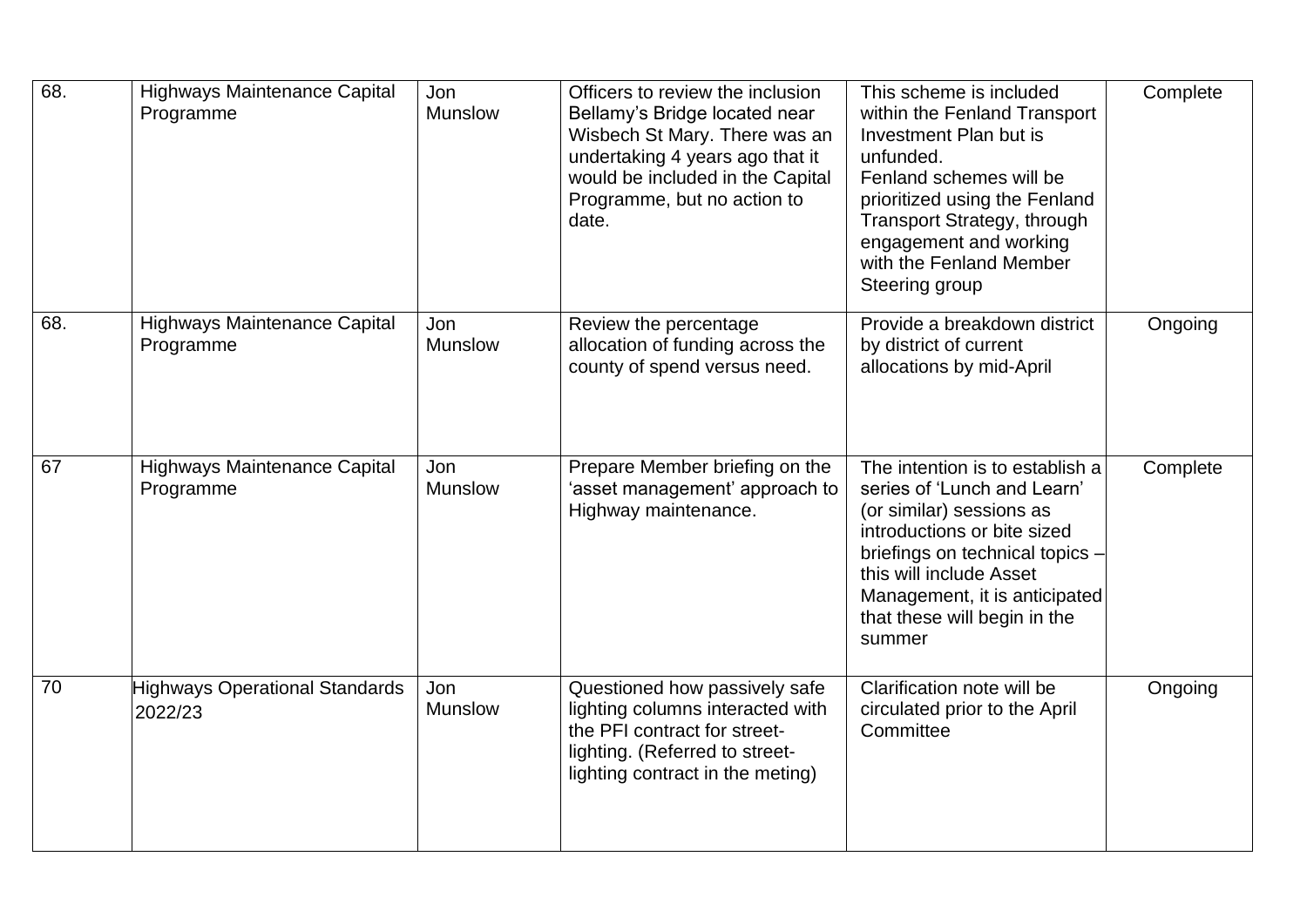| 68. | Highways Maintenance Capital Programme | Jon Munslow | Officers to review the inclusion Bellamy's Bridge located near Wisbech St Mary. There was an undertaking 4 years ago that it would be included in the Capital Programme, but no action to date. | This scheme is included within the Fenland Transport Investment Plan but is unfunded.<br>Fenland schemes will be prioritized using the Fenland Transport Strategy, through engagement and working with the Fenland Member Steering group | Complete |
|---|---|---|---|---|---|
| 68. | Highways Maintenance Capital Programme | Jon Munslow | Review the percentage allocation of funding across the county of spend versus need. | Provide a breakdown district by district of current allocations by mid-April | Ongoing |
| 67 | Highways Maintenance Capital Programme | Jon Munslow | Prepare Member briefing on the 'asset management' approach to Highway maintenance. | The intention is to establish a series of 'Lunch and Learn' (or similar) sessions as introductions or bite sized briefings on technical topics – this will include Asset Management, it is anticipated that these will begin in the summer | Complete |
| 70 | Highways Operational Standards 2022/23 | Jon Munslow | Questioned how passively safe lighting columns interacted with the PFI contract for street-lighting. (Referred to street-lighting contract in the meting) | Clarification note will be circulated prior to the April Committee | Ongoing |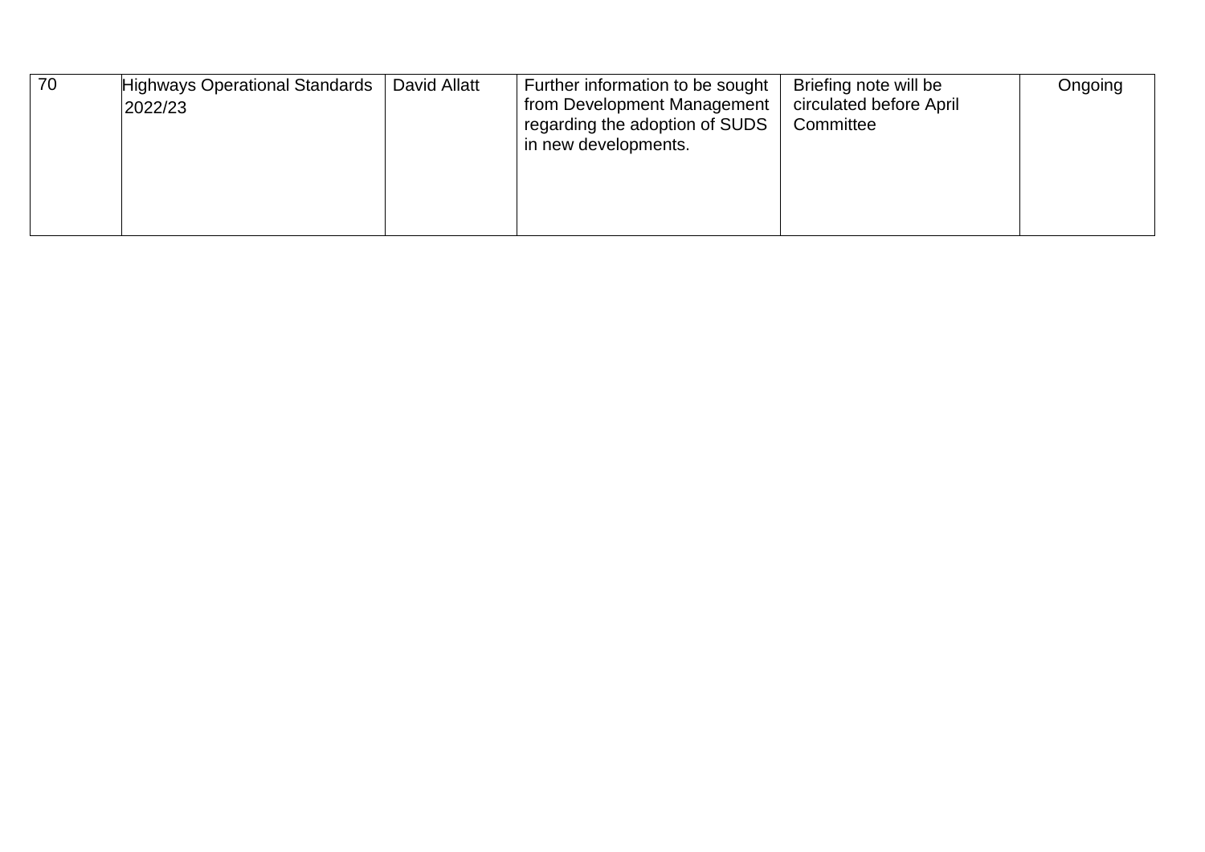| | | | | | |
|---|---|---|---|---|---|
| 70 | Highways Operational Standards 2022/23 | David Allatt | Further information to be sought from Development Management regarding the adoption of SUDS in new developments. | Briefing note will be circulated before April Committee | Ongoing |